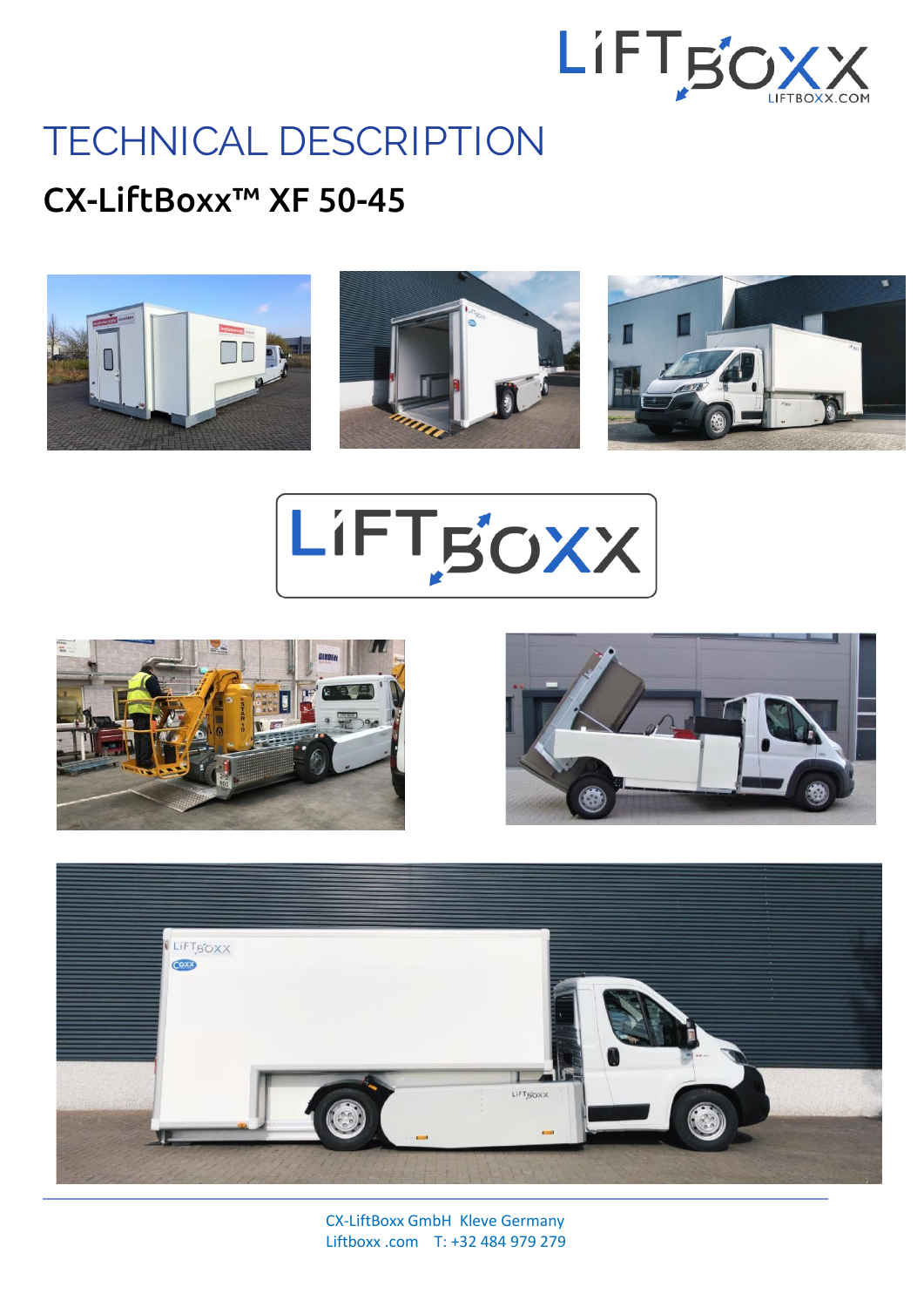# TECHNICAL DESCRIPTION

## CX-LiftBoxx™ XF 50-45

CX-LiftBoxx GmbH Kleve Germany
Liftboxx .com T: +32 484 979 279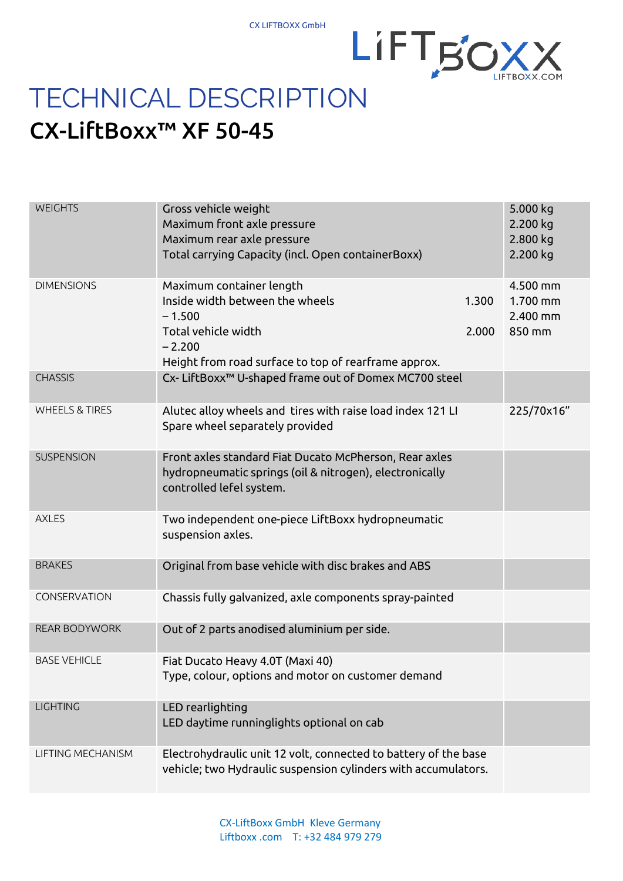# TECHNICAL DESCRIPTION

## CX-LiftBoxx™ XF 50-45

| | | |
|---|---|---|
| WEIGHTS | Gross vehicle weight<br>Maximum front axle pressure<br>Maximum rear axle pressure<br>Total carrying Capacity (incl. Open containerBoxx) | 5.000 kg<br>2.200 kg<br>2.800 kg<br>2.200 kg |
| DIMENSIONS | Maximum container length<br>Inside width between the wheels 1.300 – 1.500<br>Total vehicle width 2.000 – 2.200<br>Height from road surface to top of rearframe approx. | 4.500 mm<br>1.700 mm<br>2.400 mm<br>850 mm |
| CHASSIS | Cx- LiftBoxx™ U-shaped frame out of Domex MC700 steel | |
| WHEELS & TIRES | Alutec alloy wheels and tires with raise load index 121 LI<br>Spare wheel separately provided | 225/70x16" |
| SUSPENSION | Front axles standard Fiat Ducato McPherson, Rear axles hydropneumatic springs (oil & nitrogen), electronically controlled lefel system. | |
| AXLES | Two independent one-piece LiftBoxx hydropneumatic suspension axles. | |
| BRAKES | Original from base vehicle with disc brakes and ABS | |
| CONSERVATION | Chassis fully galvanized, axle components spray-painted | |
| REAR BODYWORK | Out of 2 parts anodised aluminium per side. | |
| BASE VEHICLE | Fiat Ducato Heavy 4.0T (Maxi 40)<br>Type, colour, options and motor on customer demand | |
| LIGHTING | LED rearlighting<br>LED daytime runninglights optional on cab | |
| LIFTING MECHANISM | Electrohydraulic unit 12 volt, connected to battery of the base vehicle; two Hydraulic suspension cylinders with accumulators. | |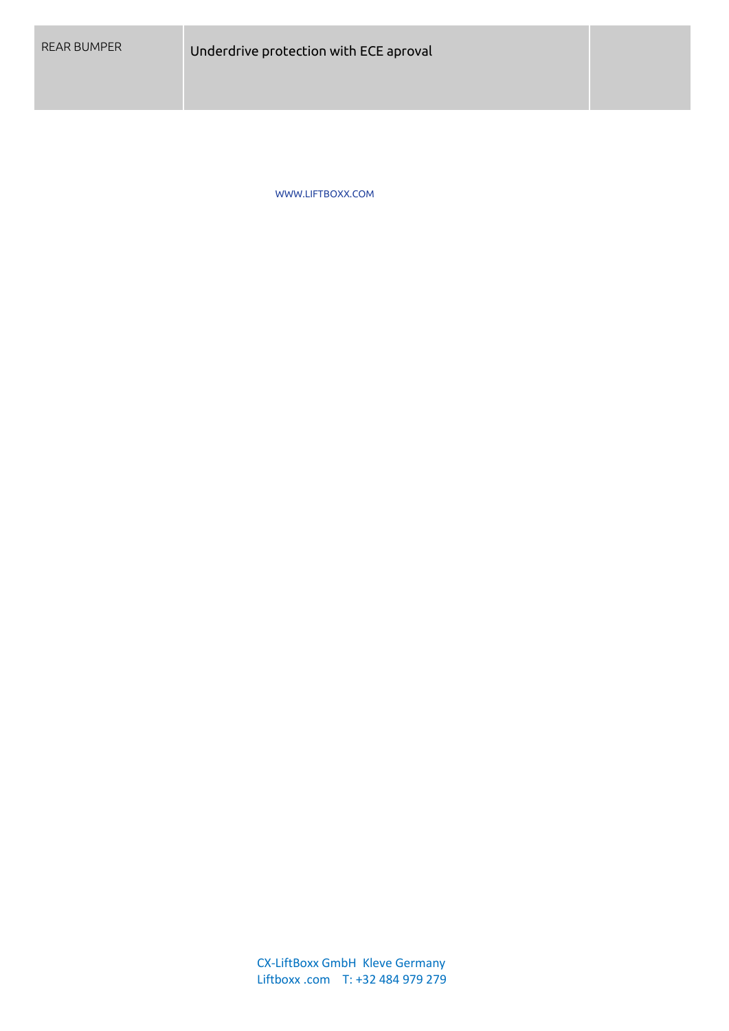| REAR BUMPER | Underdrive protection with ECE aproval | |
|---|---|---|

WWW.LIFTBOXX.COM

CX-LiftBoxx GmbH Kleve Germany
Liftboxx .com T: +32 484 979 279